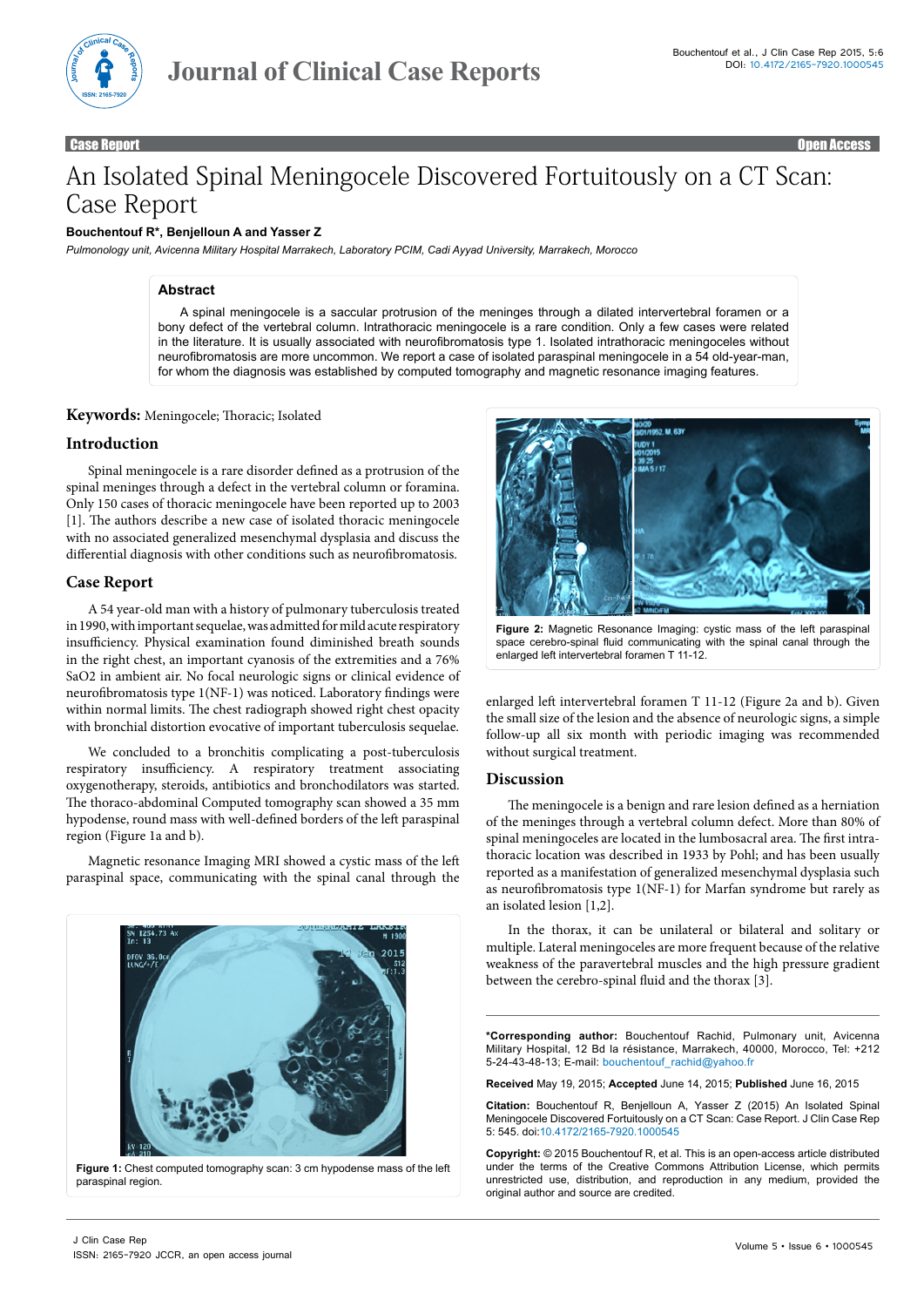Case Report | Open Access

# An Isolated Spinal Meningocele Discovered Fortuitously on a CT Scan: Case Report

**Bouchentouf R*, Benjelloun A and Yasser Z**

*Pulmonology unit, Avicenna Military Hospital Marrakech, Laboratory PCIM, Cadi Ayyad University, Marrakech, Morocco*

## Abstract

A spinal meningocele is a saccular protrusion of the meninges through a dilated intervertebral foramen or a bony defect of the vertebral column. Intrathoracic meningocele is a rare condition. Only a few cases were related in the literature. It is usually associated with neurofibromatosis type 1. Isolated intrathoracic meningoceles without neurofibromatosis are more uncommon. We report a case of isolated paraspinal meningocele in a 54 old-year-man, for whom the diagnosis was established by computed tomography and magnetic resonance imaging features.

**Keywords:** Meningocele; Thoracic; Isolated

## Introduction

Spinal meningocele is a rare disorder defined as a protrusion of the spinal meninges through a defect in the vertebral column or foramina. Only 150 cases of thoracic meningocele have been reported up to 2003 [1]. The authors describe a new case of isolated thoracic meningocele with no associated generalized mesenchymal dysplasia and discuss the differential diagnosis with other conditions such as neurofibromatosis.

## Case Report

A 54 year-old man with a history of pulmonary tuberculosis treated in 1990, with important sequelae, was admitted for mild acute respiratory insufficiency. Physical examination found diminished breath sounds in the right chest, an important cyanosis of the extremities and a 76% $SaO_2$ in ambient air. No focal neurologic signs or clinical evidence of neurofibromatosis type 1(NF-1) was noticed. Laboratory findings were within normal limits. The chest radiograph showed right chest opacity with bronchial distortion evocative of important tuberculosis sequelae.

We concluded to a bronchitis complicating a post-tuberculosis respiratory insufficiency. A respiratory treatment associating oxygenotherapy, steroids, antibiotics and bronchodilators was started. The thoraco-abdominal Computed tomography scan showed a 35 mm hypodense, round mass with well-defined borders of the left paraspinal region (Figure 1a and b).

Magnetic resonance Imaging MRI showed a cystic mass of the left paraspinal space, communicating with the spinal canal through the enlarged left intervertebral foramen T 11-12 (Figure 2a and b). Given the small size of the lesion and the absence of neurologic signs, a simple follow-up all six month with periodic imaging was recommended without surgical treatment.

Figure 1: Chest computed tomography scan: 3 cm hypodense mass of the left paraspinal region.

Figure 2: Magnetic Resonance Imaging: cystic mass of the left paraspinal space cerebro-spinal fluid communicating with the spinal canal through the enlarged left intervertebral foramen T 11-12.

## Discussion

The meningocele is a benign and rare lesion defined as a herniation of the meninges through a vertebral column defect. More than 80% of spinal meningoceles are located in the lumbosacral area. The first intra-thoracic location was described in 1933 by Pohl; and has been usually reported as a manifestation of generalized mesenchymal dysplasia such as neurofibromatosis type 1(NF-1) for Marfan syndrome but rarely as an isolated lesion [1,2].

In the thorax, it can be unilateral or bilateral and solitary or multiple. Lateral meningoceles are more frequent because of the relative weakness of the paravertebral muscles and the high pressure gradient between the cerebro-spinal fluid and the thorax [3].

***Corresponding author:** Bouchentouf Rachid, Pulmonary unit, Avicenna Military Hospital, 12 Bd la résistance, Marrakech, 40000, Morocco, Tel: +212 5-24-43-48-13; E-mail: bouchentouf_rachid@yahoo.fr

**Received** May 19, 2015; **Accepted** June 14, 2015; **Published** June 16, 2015

**Citation:** Bouchentouf R, Benjelloun A, Yasser Z (2015) An Isolated Spinal Meningocele Discovered Fortuitously on a CT Scan: Case Report. J Clin Case Rep 5: 545. doi:10.4172/2165-7920.1000545

**Copyright:** © 2015 Bouchentouf R, et al. This is an open-access article distributed under the terms of the Creative Commons Attribution License, which permits unrestricted use, distribution, and reproduction in any medium, provided the original author and source are credited.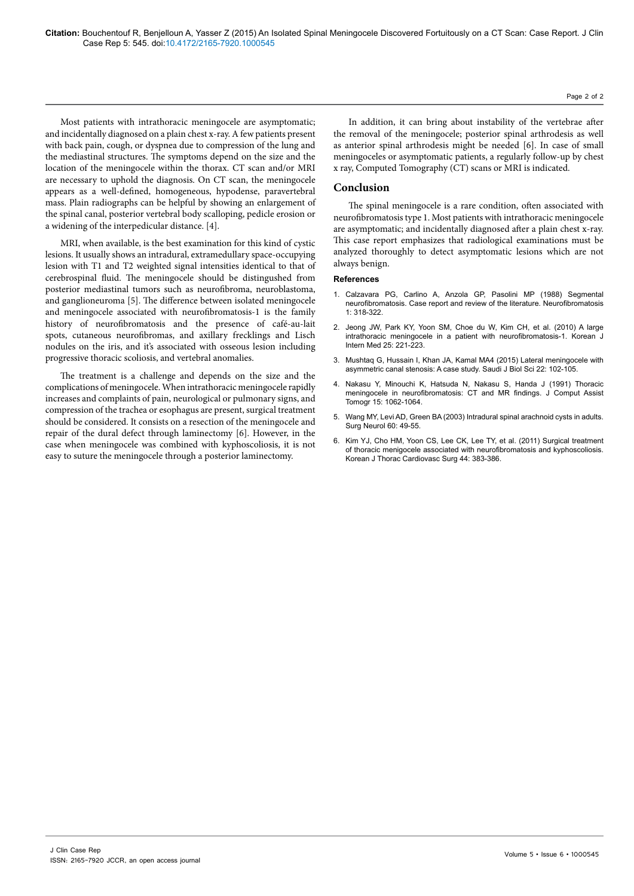Most patients with intrathoracic meningocele are asymptomatic; and incidentally diagnosed on a plain chest x-ray. A few patients present with back pain, cough, or dyspnea due to compression of the lung and the mediastinal structures. The symptoms depend on the size and the location of the meningocele within the thorax. CT scan and/or MRI are necessary to uphold the diagnosis. On CT scan, the meningocele appears as a well-defined, homogeneous, hypodense, paravertebral mass. Plain radiographs can be helpful by showing an enlargement of the spinal canal, posterior vertebral body scalloping, pedicle erosion or a widening of the interpedicular distance. [4].

MRI, when available, is the best examination for this kind of cystic lesions. It usually shows an intradural, extramedullary space-occupying lesion with T1 and T2 weighted signal intensities identical to that of cerebrospinal fluid. The meningocele should be distingushed from posterior mediastinal tumors such as neurofibroma, neuroblastoma, and ganglioneuroma [5]. The difference between isolated meningocele and meningocele associated with neurofibromatosis-1 is the family history of neurofibromatosis and the presence of café-au-lait spots, cutaneous neurofibromas, and axillary frecklings and Lisch nodules on the iris, and it's associated with osseous lesion including progressive thoracic scoliosis, and vertebral anomalies.

The treatment is a challenge and depends on the size and the complications of meningocele. When intrathoracic meningocele rapidly increases and complaints of pain, neurological or pulmonary signs, and compression of the trachea or esophagus are present, surgical treatment should be considered. It consists on a resection of the meningocele and repair of the dural defect through laminectomy [6]. However, in the case when meningocele was combined with kyphoscoliosis, it is not easy to suture the meningocele through a posterior laminectomy.

In addition, it can bring about instability of the vertebrae after the removal of the meningocele; posterior spinal arthrodesis as well as anterior spinal arthrodesis might be needed [6]. In case of small meningoceles or asymptomatic patients, a regularly follow-up by chest x ray, Computed Tomography (CT) scans or MRI is indicated.

## Conclusion

The spinal meningocele is a rare condition, often associated with neurofibromatosis type 1. Most patients with intrathoracic meningocele are asymptomatic; and incidentally diagnosed after a plain chest x-ray. This case report emphasizes that radiological examinations must be analyzed thoroughly to detect asymptomatic lesions which are not always benign.

### References

1. Calzavara PG, Carlino A, Anzola GP, Pasolini MP (1988) Segmental neurofibromatosis. Case report and review of the literature. Neurofibromatosis 1: 318-322.
2. Jeong JW, Park KY, Yoon SM, Choe du W, Kim CH, et al. (2010) A large intrathoracic meningocele in a patient with neurofibromatosis-1. Korean J Intern Med 25: 221-223.
3. Mushtaq G, Hussain I, Khan JA, Kamal MA4 (2015) Lateral meningocele with asymmetric canal stenosis: A case study. Saudi J Biol Sci 22: 102-105.
4. Nakasu Y, Minouchi K, Hatsuda N, Nakasu S, Handa J (1991) Thoracic meningocele in neurofibromatosis: CT and MR findings. J Comput Assist Tomogr 15: 1062-1064.
5. Wang MY, Levi AD, Green BA (2003) Intradural spinal arachnoid cysts in adults. Surg Neurol 60: 49-55.
6. Kim YJ, Cho HM, Yoon CS, Lee CK, Lee TY, et al. (2011) Surgical treatment of thoracic menigocele associated with neurofibromatosis and kyphoscoliosis. Korean J Thorac Cardiovasc Surg 44: 383-386.